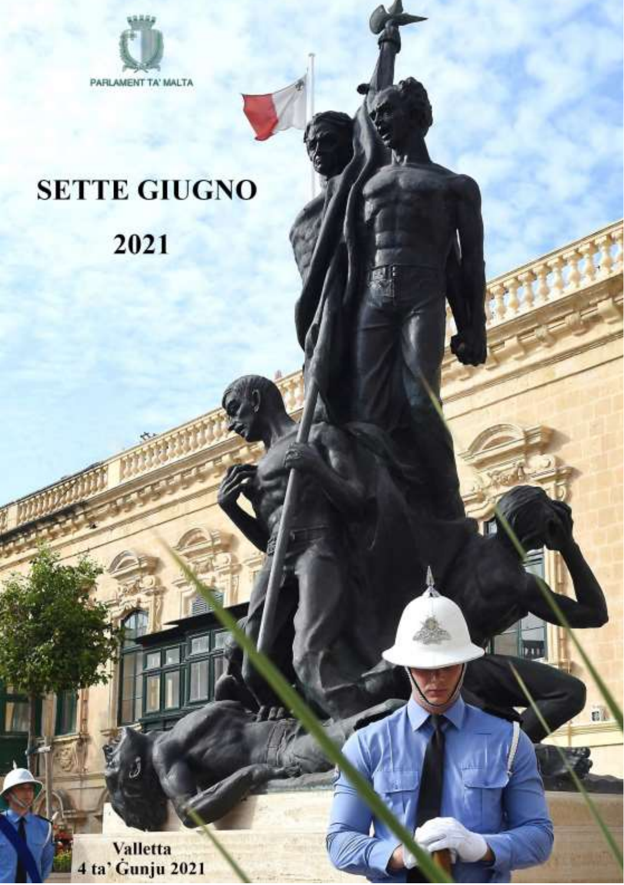PARLAMENT TA' MALTA

# SETTE GIUGNO

# 2021

Valletta
4 ta' Ġunju 2021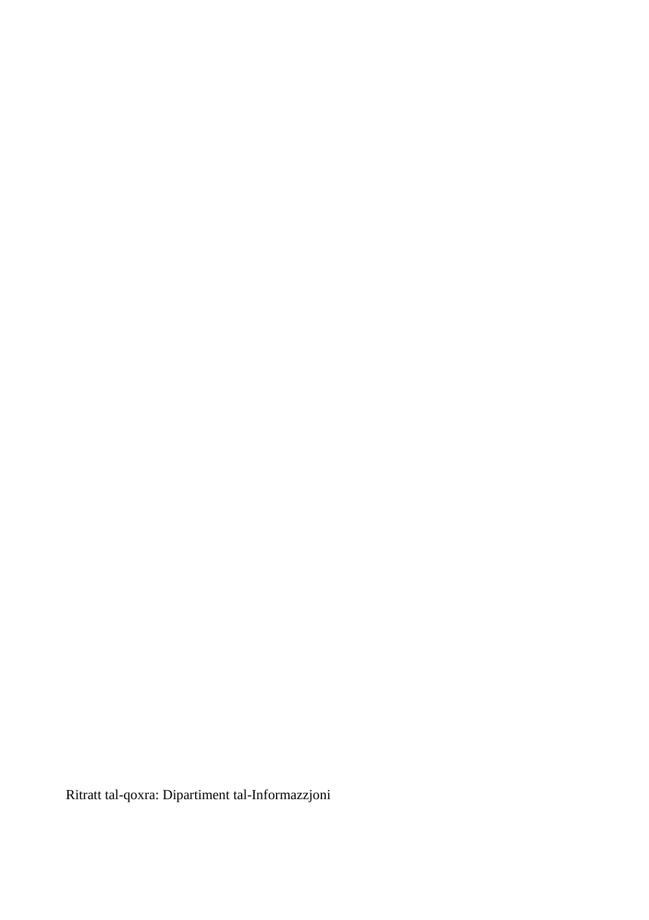Ritratt tal-qoxra: Dipartiment tal-Informazzjoni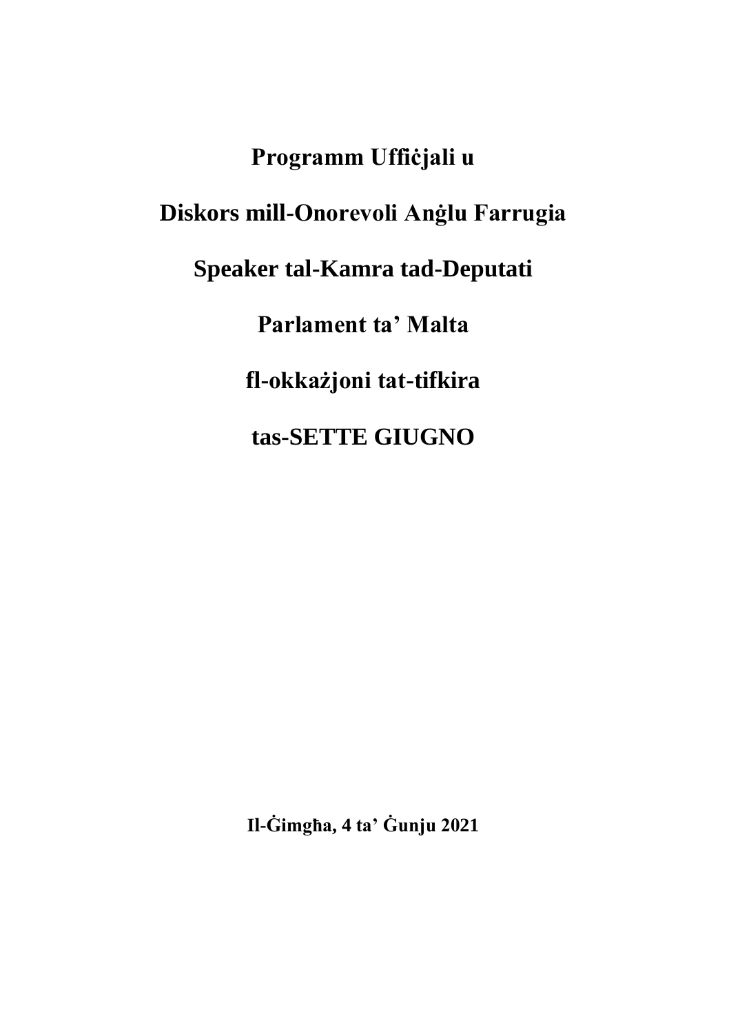# Programm Uffiċjali u

# Diskors mill-Onorevoli Anġlu Farrugia

# Speaker tal-Kamra tad-Deputati

# Parlament ta' Malta

# fl-okkażjoni tat-tifkira

# tas-SETTE GIUGNO

**Il-Ġimgħa, 4 ta' Ġunju 2021**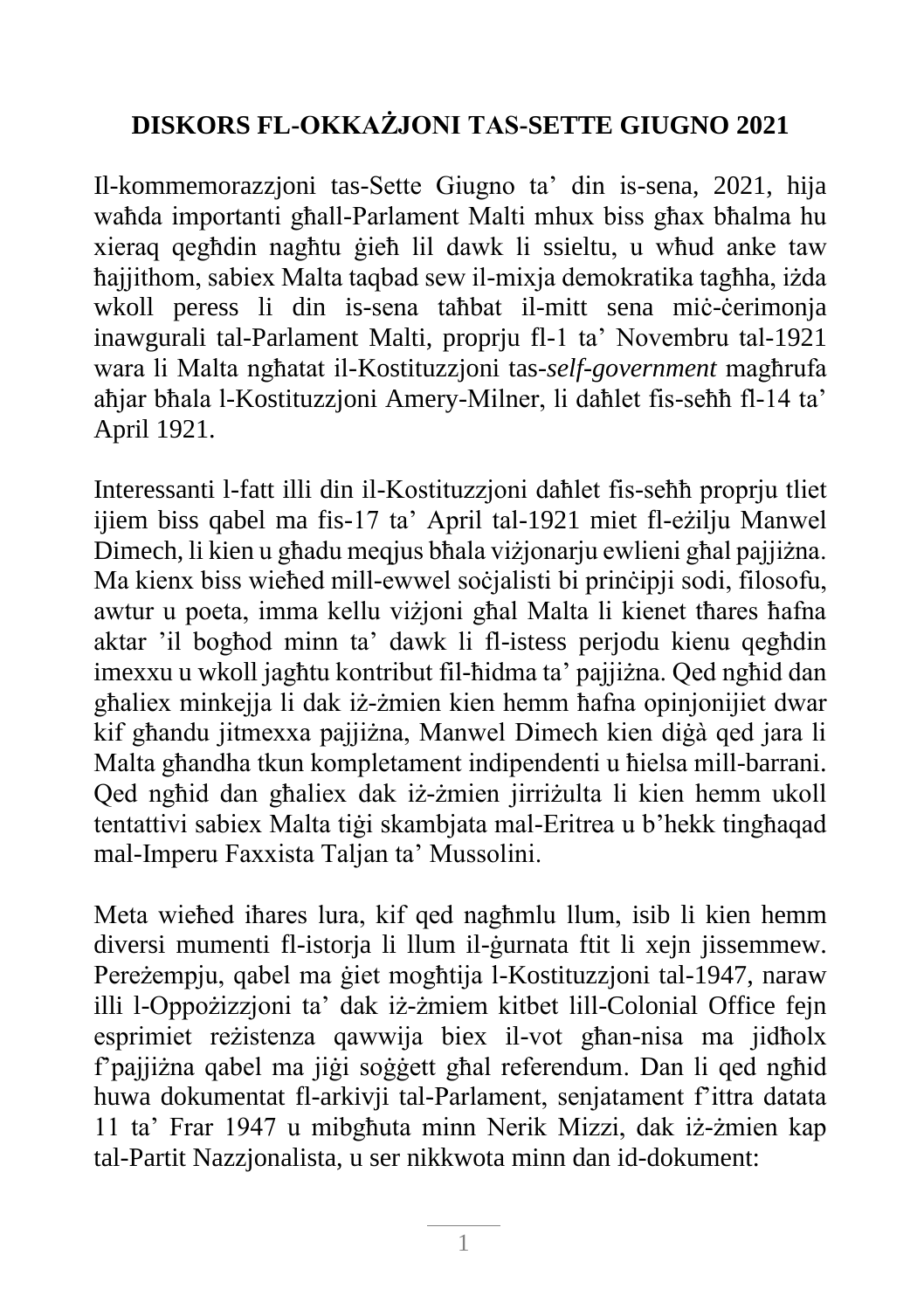# DISKORS FL-OKKAŻJONI TAS-SETTE GIUGNO 2021

Il-kommemorazzjoni tas-Sette Giugno ta' din is-sena, 2021, hija waħda importanti għall-Parlament Malti mhux biss għax bħalma hu xieraq qegħdin nagħtu ġieħ lil dawk li ssieltu, u wħud anke taw ħajjithom, sabiex Malta taqbad sew il-mixja demokratika tagħha, iżda wkoll peress li din is-sena taħbat il-mitt sena miċ-ċerimonja inawgurali tal-Parlament Malti, proprju fl-1 ta' Novembru tal-1921 wara li Malta ngħatat il-Kostituzzjoni tas-*self-government* magħrufa aħjar bħala l-Kostituzzjoni Amery-Milner, li daħlet fis-seħħ fl-14 ta' April 1921.

Interessanti l-fatt illi din il-Kostituzzjoni daħlet fis-seħħ proprju tliet ijiem biss qabel ma fis-17 ta' April tal-1921 miet fl-eżilju Manwel Dimech, li kien u għadu meqjus bħala viżjonarju ewlieni għal pajjiżna. Ma kienx biss wieħed mill-ewwel soċjalisti bi prinċipji sodi, filosofu, awtur u poeta, imma kellu viżjoni għal Malta li kienet tħares ħafna aktar 'il bogħod minn ta' dawk li fl-istess perjodu kienu qegħdin imexxu u wkoll jagħtu kontribut fil-ħidma ta' pajjiżna. Qed ngħid dan għaliex minkejja li dak iż-żmien kien hemm ħafna opinjonijiet dwar kif għandu jitmexxa pajjiżna, Manwel Dimech kien diġà qed jara li Malta għandha tkun kompletament indipendenti u ħielsa mill-barrani. Qed ngħid dan għaliex dak iż-żmien jirriżulta li kien hemm ukoll tentattivi sabiex Malta tiġi skambjata mal-Eritrea u b'hekk tingħaqad mal-Imperu Faxxista Taljan ta' Mussolini.

Meta wieħed iħares lura, kif qed nagħmlu llum, isib li kien hemm diversi mumenti fl-istorja li llum il-ġurnata ftit li xejn jissemmew. Pereżempju, qabel ma ġiet mogħtija l-Kostituzzjoni tal-1947, naraw illi l-Oppożizzjoni ta' dak iż-żmiem kitbet lill-Colonial Office fejn esprimiet reżistenza qawwija biex il-vot għan-nisa ma jidħolx f'pajjiżna qabel ma jiġi soġġett għal referendum. Dan li qed ngħid huwa dokumentat fl-arkivji tal-Parlament, senjatament f'ittra datata 11 ta' Frar 1947 u mibgħuta minn Nerik Mizzi, dak iż-żmien kap tal-Partit Nazzjonalista, u ser nikkwota minn dan id-dokument: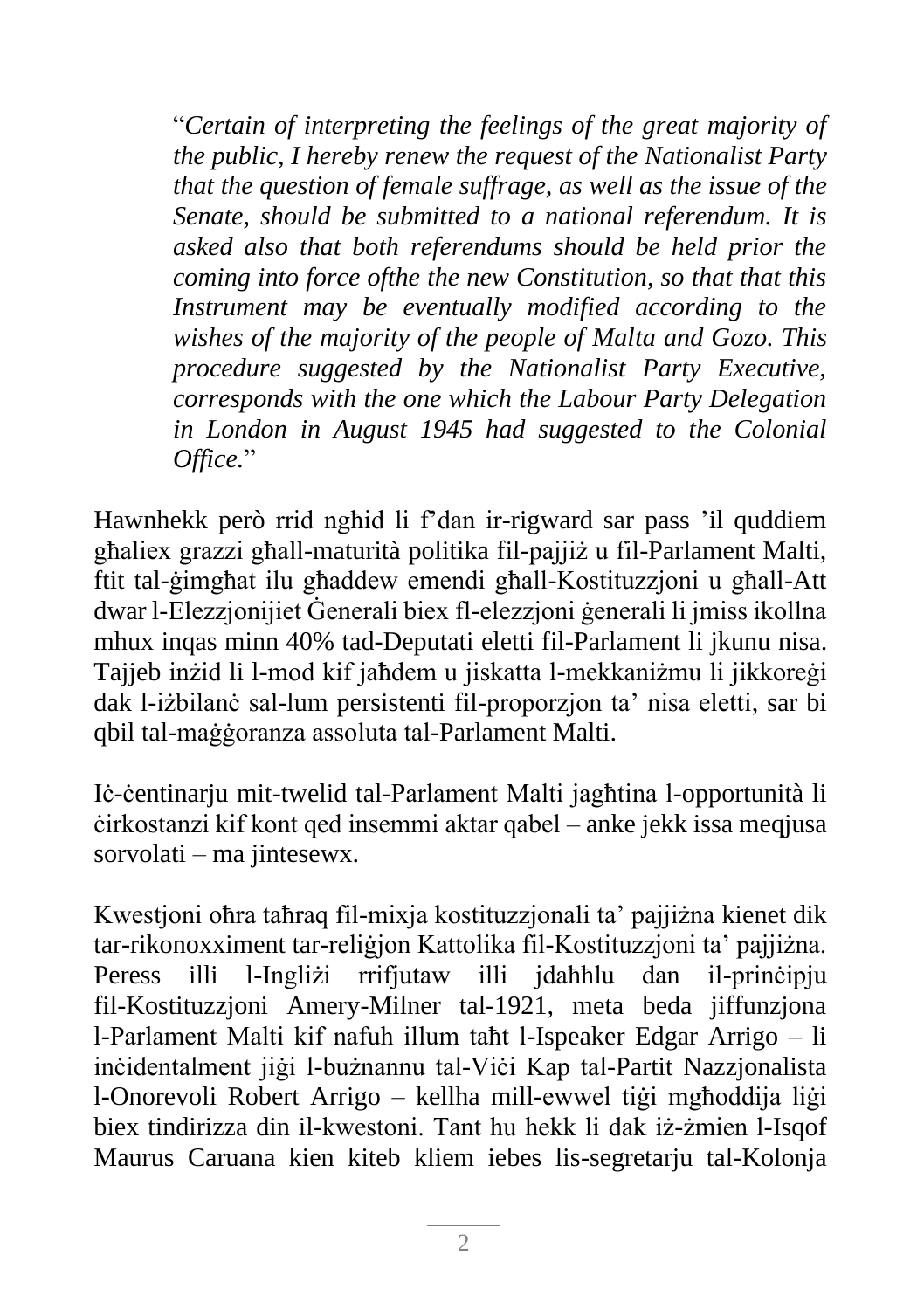> “*Certain of interpreting the feelings of the great majority of the public, I hereby renew the request of the Nationalist Party that the question of female suffrage, as well as the issue of the Senate, should be submitted to a national referendum. It is asked also that both referendums should be held prior the coming into force ofthe the new Constitution, so that that this Instrument may be eventually modified according to the wishes of the majority of the people of Malta and Gozo. This procedure suggested by the Nationalist Party Executive, corresponds with the one which the Labour Party Delegation in London in August 1945 had suggested to the Colonial Office.*”

Hawnhekk però rrid ngħid li f’dan ir-rigward sar pass ’il quddiem għaliex grazzi għall-maturità politika fil-pajjiż u fil-Parlament Malti, ftit tal-ġimgħat ilu għaddew emendi għall-Kostituzzjoni u għall-Att dwar l-Elezzjonijiet Ġenerali biex fl-elezzjoni ġenerali li jmiss ikollna mhux inqas minn 40% tad-Deputati eletti fil-Parlament li jkunu nisa. Tajjeb inżid li l-mod kif jaħdem u jiskatta l-mekkaniżmu li jikkoreġi dak l-iżbilanċ sal-lum persistenti fil-proporzjon ta’ nisa eletti, sar bi qbil tal-maġġoranza assoluta tal-Parlament Malti.

Iċ-ċentinarju mit-twelid tal-Parlament Malti jagħtina l-opportunità li ċirkostanzi kif kont qed insemmi aktar qabel – anke jekk issa meqjusa sorvolati – ma jintesewx.

Kwestjoni oħra taħraq fil-mixja kostituzzjonali ta’ pajjiżna kienet dik tar-rikonoxximent tar-reliġjon Kattolika fil-Kostituzzjoni ta’ pajjiżna. Peress illi l-Ingliżi rrifjutaw illi jdaħħlu dan il-prinċipju fil-Kostituzzjoni Amery-Milner tal-1921, meta beda jiffunzjona l-Parlament Malti kif nafuh illum taħt l-Ispeaker Edgar Arrigo – li inċidentalment jiġi l-bużnannu tal-Viċi Kap tal-Partit Nazzjonalista l-Onorevoli Robert Arrigo – kellha mill-ewwel tiġi mgħoddija liġi biex tindirizza din il-kwestoni. Tant hu hekk li dak iż-żmien l-Isqof Maurus Caruana kien kiteb kliem iebes lis-segretarju tal-Kolonja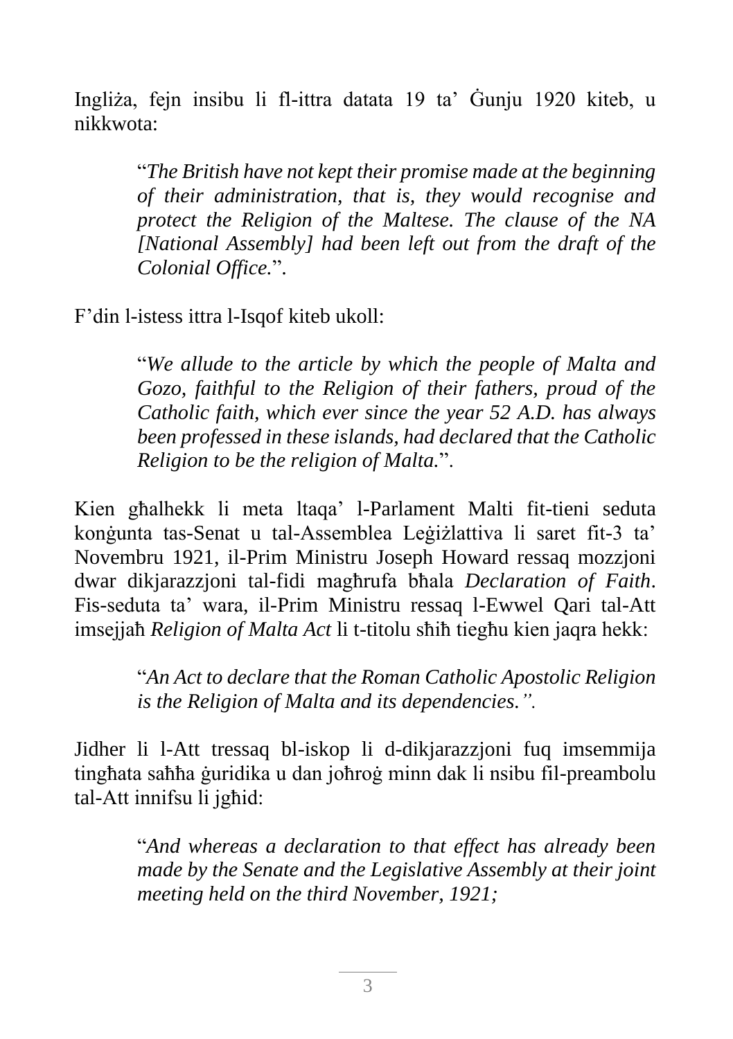Ingliża, fejn insibu li fl-ittra datata 19 ta' Ġunju 1920 kiteb, u nikkwota:

> "*The British have not kept their promise made at the beginning of their administration, that is, they would recognise and protect the Religion of the Maltese. The clause of the NA [National Assembly] had been left out from the draft of the Colonial Office.*".

F'din l-istess ittra l-Isqof kiteb ukoll:

> "*We allude to the article by which the people of Malta and Gozo, faithful to the Religion of their fathers, proud of the Catholic faith, which ever since the year 52 A.D. has always been professed in these islands, had declared that the Catholic Religion to be the religion of Malta.*".

Kien għalhekk li meta ltaqa' l-Parlament Malti fit-tieni seduta konġunta tas-Senat u tal-Assemblea Leġiżlattiva li saret fit-3 ta' Novembru 1921, il-Prim Ministru Joseph Howard ressaq mozzjoni dwar dikjarazzjoni tal-fidi magħrufa bħala *Declaration of Faith*. Fis-seduta ta' wara, il-Prim Ministru ressaq l-Ewwel Qari tal-Att imsejjaħ *Religion of Malta Act* li t-titolu sħiħ tiegħu kien jaqra hekk:

> "*An Act to declare that the Roman Catholic Apostolic Religion is the Religion of Malta and its dependencies.".*

Jidher li l-Att tressaq bl-iskop li d-dikjarazzjoni fuq imsemmija tingħata saħħa ġuridika u dan joħroġ minn dak li nsibu fil-preambolu tal-Att innifsu li jgħid:

> "*And whereas a declaration to that effect has already been made by the Senate and the Legislative Assembly at their joint meeting held on the third November, 1921;*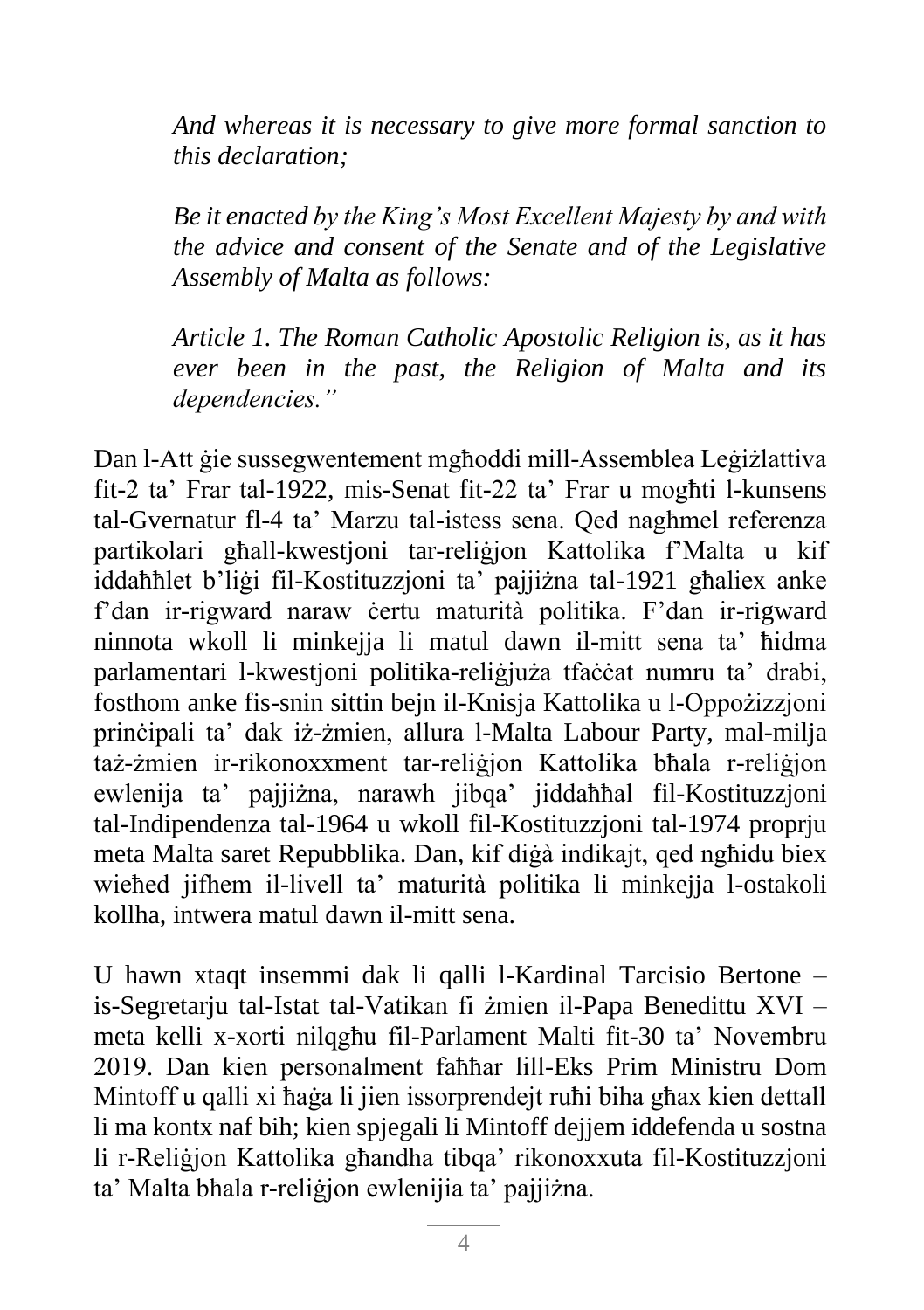*And whereas it is necessary to give more formal sanction to this declaration;*

*Be it enacted by the King's Most Excellent Majesty by and with the advice and consent of the Senate and of the Legislative Assembly of Malta as follows:*

*Article 1. The Roman Catholic Apostolic Religion is, as it has ever been in the past, the Religion of Malta and its dependencies."*

Dan l-Att ġie sussegwentement mgħoddi mill-Assemblea Leġiżlattiva fit-2 ta' Frar tal-1922, mis-Senat fit-22 ta' Frar u mogħti l-kunsens tal-Gvernatur fl-4 ta' Marzu tal-istess sena. Qed nagħmel referenza partikolari għall-kwestjoni tar-reliġjon Kattolika f'Malta u kif iddaħħlet b'liġi fil-Kostituzzjoni ta' pajjiżna tal-1921 għaliex anke f'dan ir-rigward naraw ċertu maturità politika. F'dan ir-rigward ninnota wkoll li minkejja li matul dawn il-mitt sena ta' ħidma parlamentari l-kwestjoni politika-reliġjuża tfaċċat numru ta' drabi, fosthom anke fis-snin sittin bejn il-Knisja Kattolika u l-Oppożizzjoni prinċipali ta' dak iż-żmien, allura l-Malta Labour Party, mal-milja taż-żmien ir-rikonoxxment tar-reliġjon Kattolika bħala r-reliġjon ewlenija ta' pajjiżna, narawh jibqa' jiddaħħal fil-Kostituzzjoni tal-Indipendenza tal-1964 u wkoll fil-Kostituzzjoni tal-1974 proprju meta Malta saret Repubblika. Dan, kif diġà indikajt, qed ngħidu biex wieħed jifhem il-livell ta' maturità politika li minkejja l-ostakoli kollha, intwera matul dawn il-mitt sena.

U hawn xtaqt insemmi dak li qalli l-Kardinal Tarcisio Bertone – is-Segretarju tal-Istat tal-Vatikan fi żmien il-Papa Benedittu XVI – meta kelli x-xorti nilqgħu fil-Parlament Malti fit-30 ta' Novembru 2019. Dan kien personalment faħħar lill-Eks Prim Ministru Dom Mintoff u qalli xi ħaġa li jien issorprendejt ruħi biha għax kien dettall li ma kontx naf bih; kien spjegali li Mintoff dejjem iddefenda u sostna li r-Reliġjon Kattolika għandha tibqa' rikonoxxuta fil-Kostituzzjoni ta' Malta bħala r-reliġjon ewlenijia ta' pajjiżna.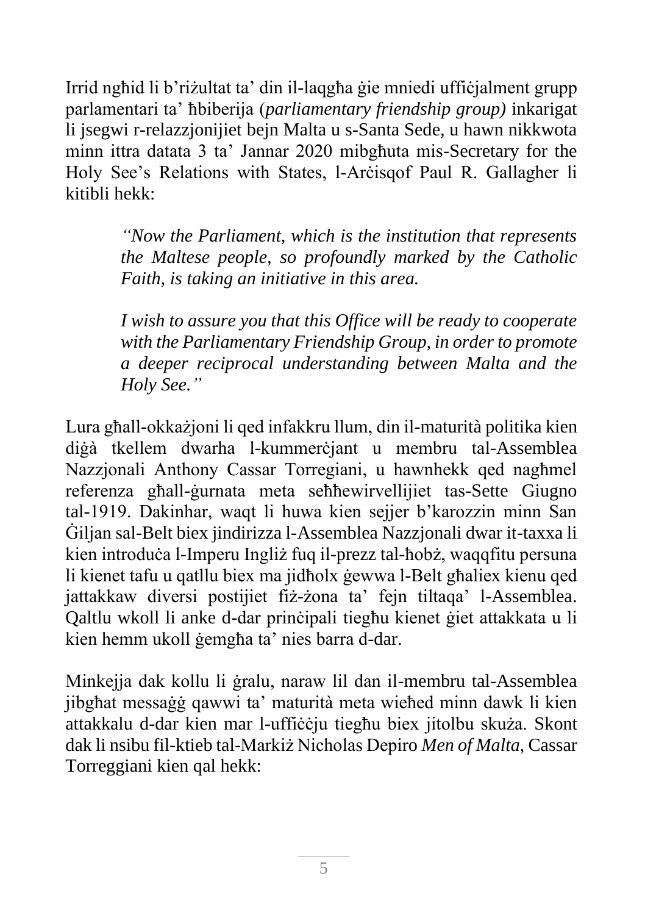Irrid ngħid li b'riżultat ta' din il-laqgħa ġie mniedi uffiċjalment grupp parlamentari ta' ħbiberija (*parliamentary friendship group)* inkarigat li jsegwi r-relazzjonijiet bejn Malta u s-Santa Sede, u hawn nikkwota minn ittra datata 3 ta' Jannar 2020 mibgħuta mis-Secretary for the Holy See's Relations with States, l-Arċisqof Paul R. Gallagher li kitibli hekk:

> *"Now the Parliament, which is the institution that represents the Maltese people, so profoundly marked by the Catholic Faith, is taking an initiative in this area.*
>
> *I wish to assure you that this Office will be ready to cooperate with the Parliamentary Friendship Group, in order to promote a deeper reciprocal understanding between Malta and the Holy See."*

Lura għall-okkażjoni li qed infakkru llum, din il-maturità politika kien diġà tkellem dwarha l-kummerċjant u membru tal-Assemblea Nazzjonali Anthony Cassar Torregiani, u hawnhekk qed nagħmel referenza għall-ġurnata meta seħħewirvellijiet tas-Sette Giugno tal-1919. Dakinhar, waqt li huwa kien sejjer b'karozzin minn San Ġiljan sal-Belt biex jindirizza l-Assemblea Nazzjonali dwar it-taxxa li kien introduċa l-Imperu Ingliż fuq il-prezz tal-ħobż, waqqfitu persuna li kienet tafu u qatllu biex ma jidħolx ġewwa l-Belt għaliex kienu qed jattakkaw diversi postijiet fiż-żona ta' fejn tiltaqa' l-Assemblea. Qaltlu wkoll li anke d-dar prinċipali tiegħu kienet ġiet attakkata u li kien hemm ukoll ġemgħa ta' nies barra d-dar.

Minkejja dak kollu li ġralu, naraw lil dan il-membru tal-Assemblea jibgħat messaġġ qawwi ta' maturità meta wieħed minn dawk li kien attakkalu d-dar kien mar l-uffiċċju tiegħu biex jitolbu skuża. Skont dak li nsibu fil-ktieb tal-Markiż Nicholas Depiro *Men of Malta*, Cassar Torreggiani kien qal hekk: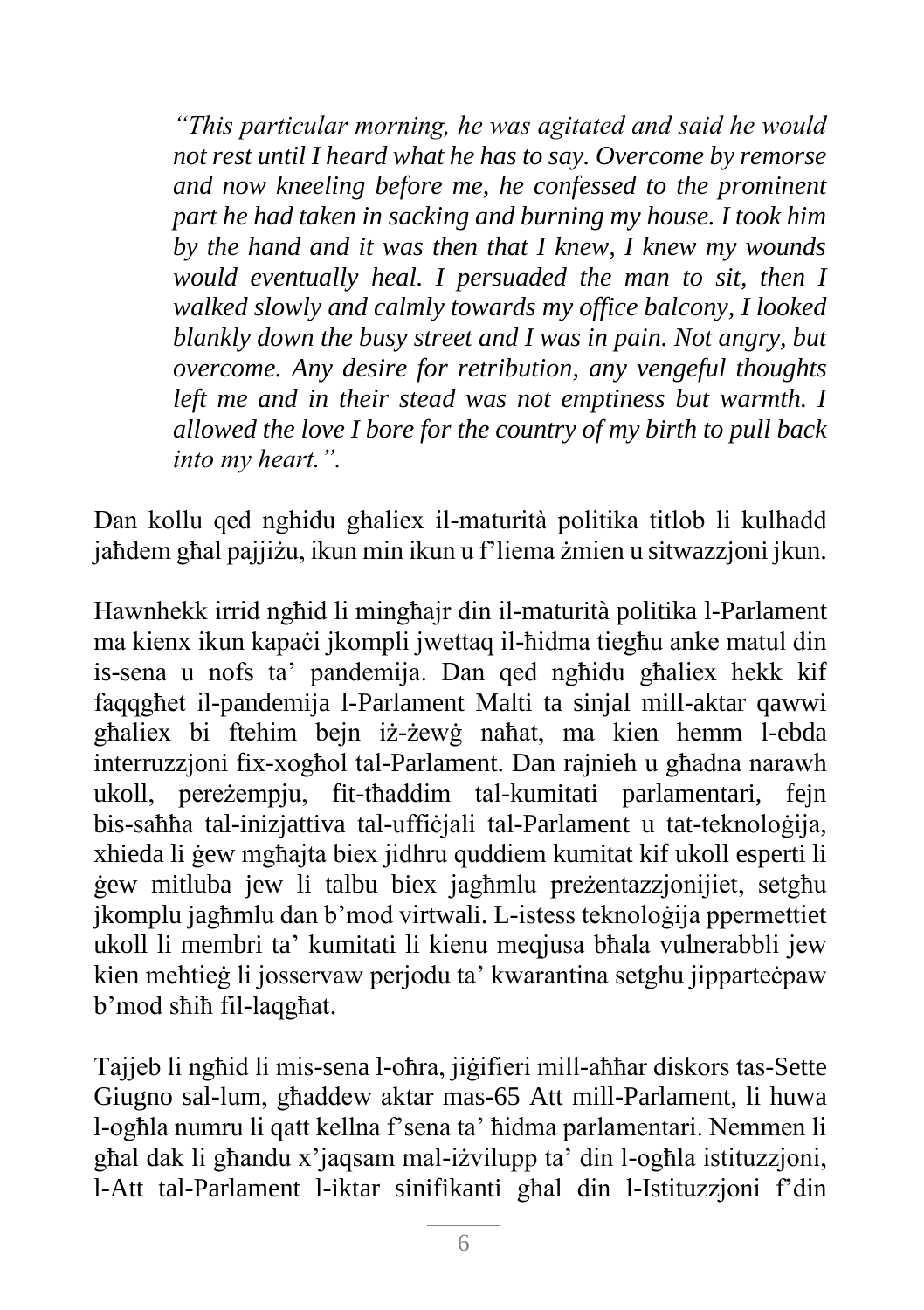*"This particular morning, he was agitated and said he would not rest until I heard what he has to say. Overcome by remorse and now kneeling before me, he confessed to the prominent part he had taken in sacking and burning my house. I took him by the hand and it was then that I knew, I knew my wounds would eventually heal. I persuaded the man to sit, then I walked slowly and calmly towards my office balcony, I looked blankly down the busy street and I was in pain. Not angry, but overcome. Any desire for retribution, any vengeful thoughts left me and in their stead was not emptiness but warmth. I allowed the love I bore for the country of my birth to pull back into my heart.".*

Dan kollu qed ngħidu għaliex il-maturità politika titlob li kulħadd jaħdem għal pajjiżu, ikun min ikun u f'liema żmien u sitwazzjoni jkun.

Hawnhekk irrid ngħid li mingħajr din il-maturità politika l-Parlament ma kienx ikun kapaċi jkompli jwettaq il-ħidma tiegħu anke matul din is-sena u nofs ta' pandemija. Dan qed ngħidu għaliex hekk kif faqqgħet il-pandemija l-Parlament Malti ta sinjal mill-aktar qawwi għaliex bi ftehim bejn iż-żewġ naħat, ma kien hemm l-ebda interruzzjoni fix-xogħol tal-Parlament. Dan rajnieh u għadna narawh ukoll, pereżempju, fit-tħaddim tal-kumitati parlamentari, fejn bis-saħħa tal-inizjattiva tal-uffiċjali tal-Parlament u tat-teknoloġija, xhieda li ġew mgħajta biex jidhru quddiem kumitat kif ukoll esperti li ġew mitluba jew li talbu biex jagħmlu preżentazzjonijiet, setgħu jkomplu jagħmlu dan b'mod virtwali. L-istess teknoloġija ppermettiet ukoll li membri ta' kumitati li kienu meqjusa bħala vulnerabbli jew kien meħtieġ li josservaw perjodu ta' kwarantina setgħu jipparteċpaw b'mod sħiħ fil-laqgħat.

Tajjeb li ngħid li mis-sena l-oħra, jiġifieri mill-aħħar diskors tas-Sette Giugno sal-lum, għaddew aktar mas-65 Att mill-Parlament, li huwa l-ogħla numru li qatt kellna f'sena ta' ħidma parlamentari. Nemmen li għal dak li għandu x'jaqsam mal-iżvilupp ta' din l-ogħla istituzzjoni, l-Att tal-Parlament l-iktar sinifikanti għal din l-Istituzzjoni f'din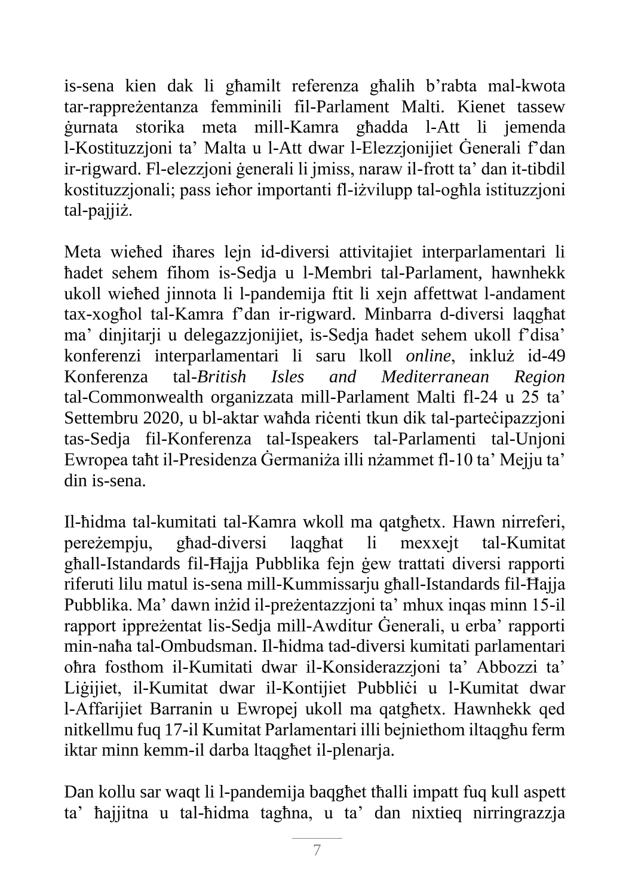is-sena kien dak li għamilt referenza għalih b'rabta mal-kwota tar-rappreżentanza femminili fil-Parlament Malti. Kienet tassew ġurnata storika meta mill-Kamra għadda l-Att li jemenda l-Kostituzzjoni ta' Malta u l-Att dwar l-Elezzjonijiet Ġenerali f'dan ir-rigward. Fl-elezzjoni ġenerali li jmiss, naraw il-frott ta' dan it-tibdil kostituzzjonali; pass ieħor importanti fl-iżvilupp tal-ogħla istituzzjoni tal-pajjiż.

Meta wieħed iħares lejn id-diversi attivitajiet interparlamentari li ħadet sehem fihom is-Sedja u l-Membri tal-Parlament, hawnhekk ukoll wieħed jinnota li l-pandemija ftit li xejn affettwat l-andament tax-xogħol tal-Kamra f'dan ir-rigward. Minbarra d-diversi laqgħat ma' dinjitarji u delegazzjonijiet, is-Sedja ħadet sehem ukoll f'disa' konferenzi interparlamentari li saru lkoll *online*, inkluż id-49 Konferenza tal-*British Isles and Mediterranean Region* tal-Commonwealth organizzata mill-Parlament Malti fl-24 u 25 ta' Settembru 2020, u bl-aktar waħda riċenti tkun dik tal-parteċipazzjoni tas-Sedja fil-Konferenza tal-Ispeakers tal-Parlamenti tal-Unjoni Ewropea taħt il-Presidenza Ġermaniża illi nżammet fl-10 ta' Mejju ta' din is-sena.

Il-ħidma tal-kumitati tal-Kamra wkoll ma qatgħetx. Hawn nirreferi, pereżempju, għad-diversi laqgħat li mexxejt tal-Kumitat għall-Istandards fil-Ħajja Pubblika fejn ġew trattati diversi rapporti riferuti lilu matul is-sena mill-Kummissarju għall-Istandards fil-Ħajja Pubblika. Ma' dawn inżid il-preżentazzjoni ta' mhux inqas minn 15-il rapport ippreżentat lis-Sedja mill-Awditur Ġenerali, u erba' rapporti min-naħa tal-Ombudsman. Il-ħidma tad-diversi kumitati parlamentari oħra fosthom il-Kumitati dwar il-Konsiderazzjoni ta' Abbozzi ta' Liġijiet, il-Kumitat dwar il-Kontijiet Pubbliċi u l-Kumitat dwar l-Affarijiet Barranin u Ewropej ukoll ma qatgħetx. Hawnhekk qed nitkellmu fuq 17-il Kumitat Parlamentari illi bejniethom iltaqgħu ferm iktar minn kemm-il darba ltaqgħet il-plenarja.

Dan kollu sar waqt li l-pandemija baqgħet tħalli impatt fuq kull aspett ta' ħajjitna u tal-ħidma tagħna, u ta' dan nixtieq nirringrazzja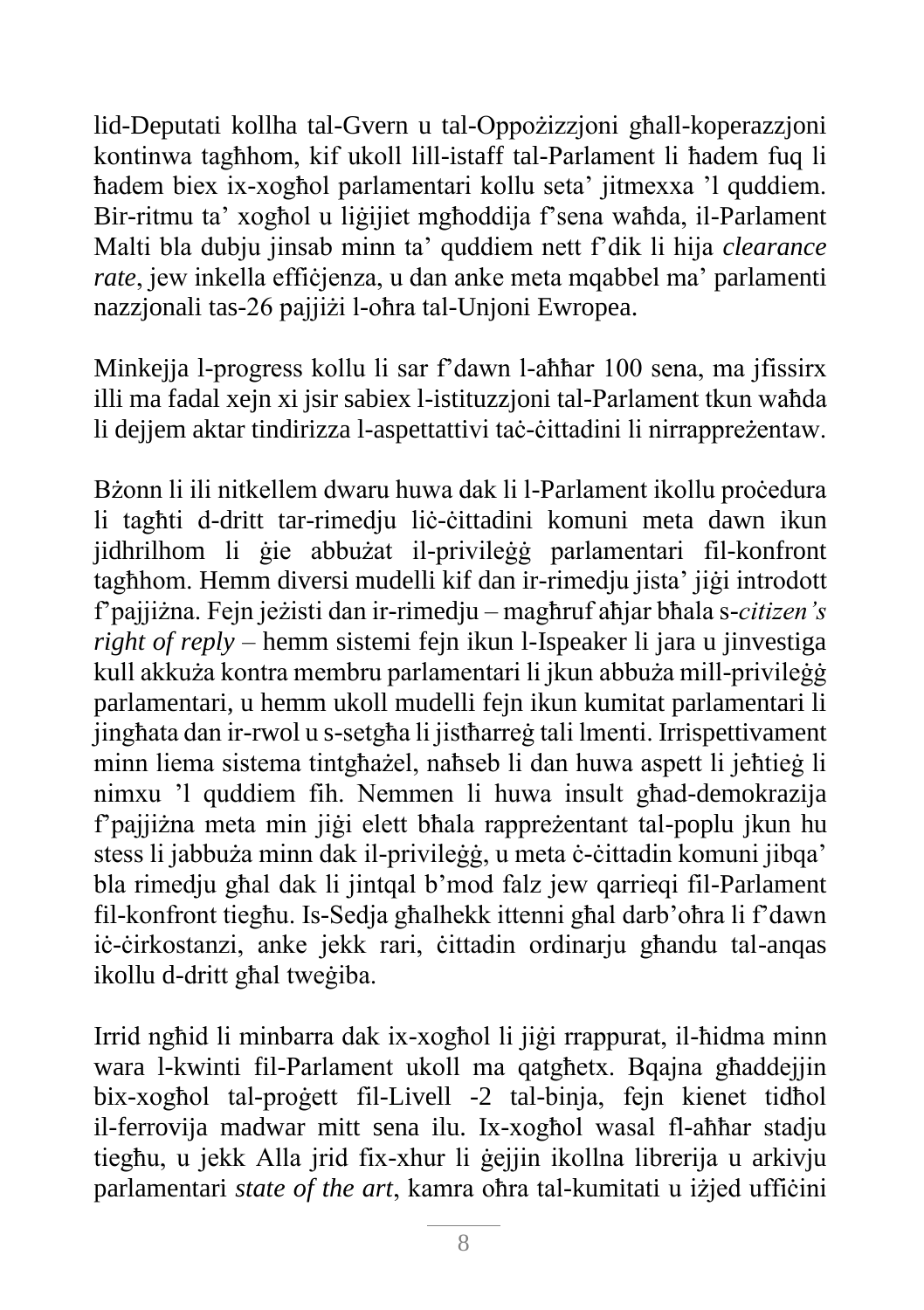lid-Deputati kollha tal-Gvern u tal-Oppożizzjoni għall-koperazzjoni kontinwa tagħhom, kif ukoll lill-istaff tal-Parlament li ħadem fuq li ħadem biex ix-xogħol parlamentari kollu seta' jitmexxa 'l quddiem. Bir-ritmu ta' xogħol u liġijiet mgħoddija f'sena waħda, il-Parlament Malti bla dubju jinsab minn ta' quddiem nett f'dik li hija *clearance rate*, jew inkella effiċjenza, u dan anke meta mqabbel ma' parlamenti nazzjonali tas-26 pajjiżi l-oħra tal-Unjoni Ewropea.

Minkejja l-progress kollu li sar f'dawn l-aħħar 100 sena, ma jfissirx illi ma fadal xejn xi jsir sabiex l-istituzzjoni tal-Parlament tkun waħda li dejjem aktar tindirizza l-aspettattivi taċ-ċittadini li nirrappreżentaw.

Bżonn li ili nitkellem dwaru huwa dak li l-Parlament ikollu proċedura li tagħti d-dritt tar-rimedju liċ-ċittadini komuni meta dawn ikun jidhrilhom li ġie abbużat il-privileġġ parlamentari fil-konfront tagħhom. Hemm diversi mudelli kif dan ir-rimedju jista' jiġi introdott f'pajjiżna. Fejn jeżisti dan ir-rimedju – magħruf aħjar bħala s-*citizen's right of reply* – hemm sistemi fejn ikun l-Ispeaker li jara u jinvestiga kull akkuża kontra membru parlamentari li jkun abbuża mill-privileġġ parlamentari, u hemm ukoll mudelli fejn ikun kumitat parlamentari li jingħata dan ir-rwol u s-setgħa li jistħarreġ tali lmenti. Irrispettivament minn liema sistema tintgħażel, naħseb li dan huwa aspett li jeħtieġ li nimxu 'l quddiem fih. Nemmen li huwa insult għad-demokrazija f'pajjiżna meta min jiġi elett bħala rappreżentant tal-poplu jkun hu stess li jabbuża minn dak il-privileġġ, u meta ċ-ċittadin komuni jibqa' bla rimedju għal dak li jintqal b'mod falz jew qarrieqi fil-Parlament fil-konfront tiegħu. Is-Sedja għalhekk ittenni għal darb'oħra li f'dawn iċ-ċirkostanzi, anke jekk rari, ċittadin ordinarju għandu tal-anqas ikollu d-dritt għal tweġiba.

Irrid ngħid li minbarra dak ix-xogħol li jiġi rrappurat, il-ħidma minn wara l-kwinti fil-Parlament ukoll ma qatgħetx. Bqajna għaddejjin bix-xogħol tal-proġett fil-Livell -2 tal-binja, fejn kienet tidħol il-ferrovija madwar mitt sena ilu. Ix-xogħol wasal fl-aħħar stadju tiegħu, u jekk Alla jrid fix-xhur li ġejjin ikollna librerija u arkivju parlamentari *state of the art*, kamra oħra tal-kumitati u iżjed uffiċini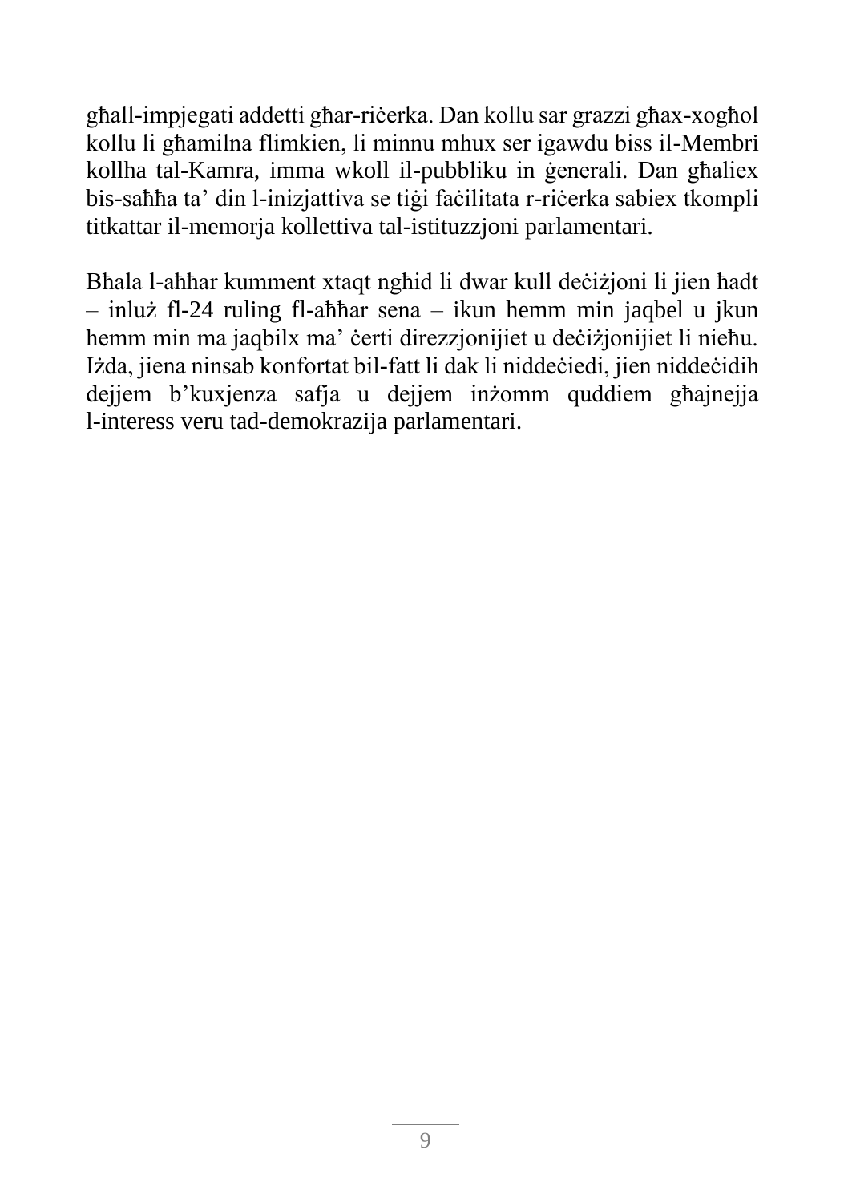għall-impjegati addetti għar-riċerka. Dan kollu sar grazzi għax-xogħol kollu li għamilna flimkien, li minnu mhux ser igawdu biss il-Membri kollha tal-Kamra, imma wkoll il-pubbliku in ġenerali. Dan għaliex bis-saħħa ta' din l-inizjattiva se tiġi faċilitata r-riċerka sabiex tkompli titkattar il-memorja kollettiva tal-istituzzjoni parlamentari.

Bħala l-aħħar kumment xtaqt ngħid li dwar kull deċiżjoni li jien ħadt – inluż fl-24 ruling fl-aħħar sena – ikun hemm min jaqbel u jkun hemm min ma jaqbilx ma' ċerti direzzjonijiet u deċiżjonijiet li nieħu. Iżda, jiena ninsab konfortat bil-fatt li dak li niddeċiedi, jien niddeċidih dejjem b'kuxjenza safja u dejjem inżomm quddiem għajnejja l-interess veru tad-demokrazija parlamentari.